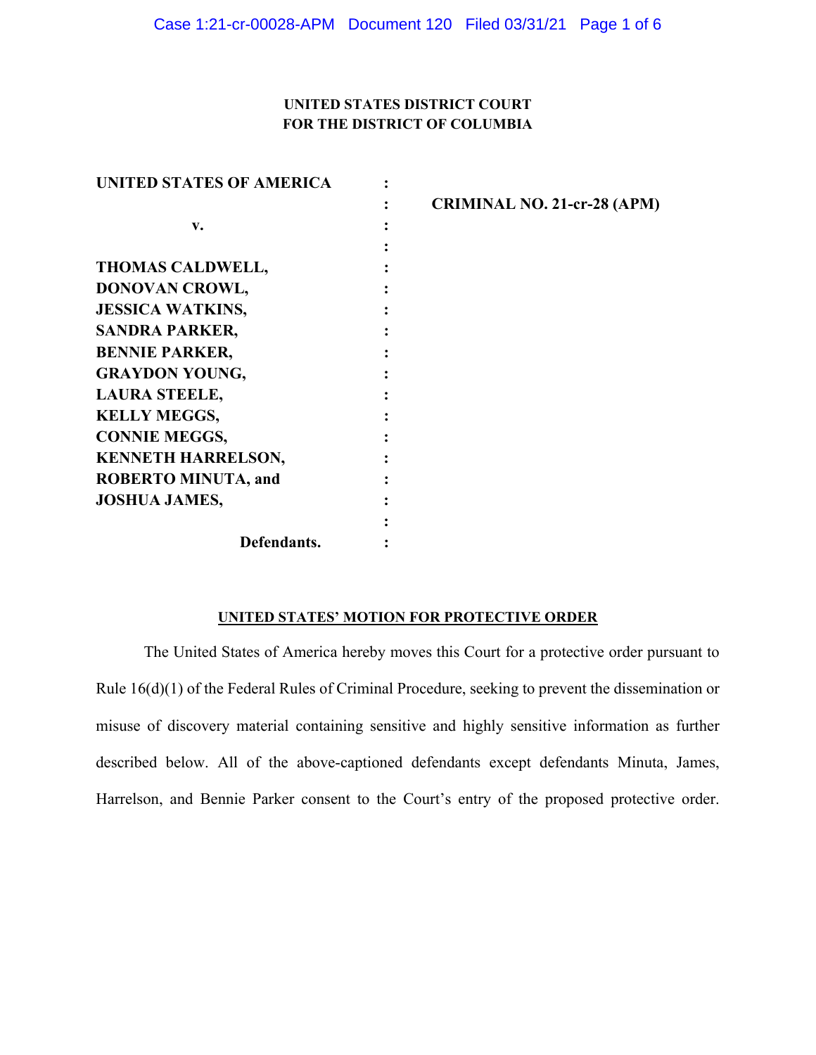**UNITED STATES DISTRICT COURT**
**FOR THE DISTRICT OF COLUMBIA**

| | | |
|---|---|---|
| **UNITED STATES OF AMERICA** | : | |
| | : | **CRIMINAL NO. 21-cr-28 (APM)** |
| **v.** | : | |
| | : | |
| **THOMAS CALDWELL,** | : | |
| **DONOVAN CROWL,** | : | |
| **JESSICA WATKINS,** | : | |
| **SANDRA PARKER,** | : | |
| **BENNIE PARKER,** | : | |
| **GRAYDON YOUNG,** | : | |
| **LAURA STEELE,** | : | |
| **KELLY MEGGS,** | : | |
| **CONNIE MEGGS,** | : | |
| **KENNETH HARRELSON,** | : | |
| **ROBERTO MINUTA, and** | : | |
| **JOSHUA JAMES,** | : | |
| | : | |
| **Defendants.** | : | |

**UNITED STATES' MOTION FOR PROTECTIVE ORDER**

The United States of America hereby moves this Court for a protective order pursuant to Rule 16(d)(1) of the Federal Rules of Criminal Procedure, seeking to prevent the dissemination or misuse of discovery material containing sensitive and highly sensitive information as further described below. All of the above-captioned defendants except defendants Minuta, James, Harrelson, and Bennie Parker consent to the Court's entry of the proposed protective order.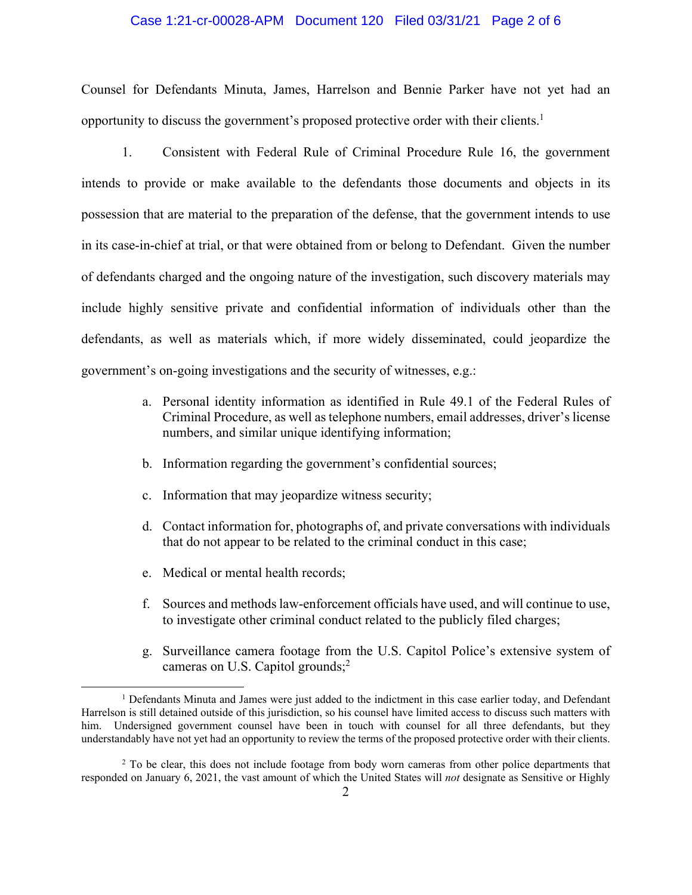Counsel for Defendants Minuta, James, Harrelson and Bennie Parker have not yet had an opportunity to discuss the government's proposed protective order with their clients.[1]

1. Consistent with Federal Rule of Criminal Procedure Rule 16, the government intends to provide or make available to the defendants those documents and objects in its possession that are material to the preparation of the defense, that the government intends to use in its case-in-chief at trial, or that were obtained from or belong to Defendant. Given the number of defendants charged and the ongoing nature of the investigation, such discovery materials may include highly sensitive private and confidential information of individuals other than the defendants, as well as materials which, if more widely disseminated, could jeopardize the government's on-going investigations and the security of witnesses, e.g.:

   a. Personal identity information as identified in Rule 49.1 of the Federal Rules of Criminal Procedure, as well as telephone numbers, email addresses, driver's license numbers, and similar unique identifying information;

   b. Information regarding the government's confidential sources;

   c. Information that may jeopardize witness security;

   d. Contact information for, photographs of, and private conversations with individuals that do not appear to be related to the criminal conduct in this case;

   e. Medical or mental health records;

   f. Sources and methods law-enforcement officials have used, and will continue to use, to investigate other criminal conduct related to the publicly filed charges;

   g. Surveillance camera footage from the U.S. Capitol Police's extensive system of cameras on U.S. Capitol grounds;[2]

---

[1] Defendants Minuta and James were just added to the indictment in this case earlier today, and Defendant Harrelson is still detained outside of this jurisdiction, so his counsel have limited access to discuss such matters with him. Undersigned government counsel have been in touch with counsel for all three defendants, but they understandably have not yet had an opportunity to review the terms of the proposed protective order with their clients.

[2] To be clear, this does not include footage from body worn cameras from other police departments that responded on January 6, 2021, the vast amount of which the United States will *not* designate as Sensitive or Highly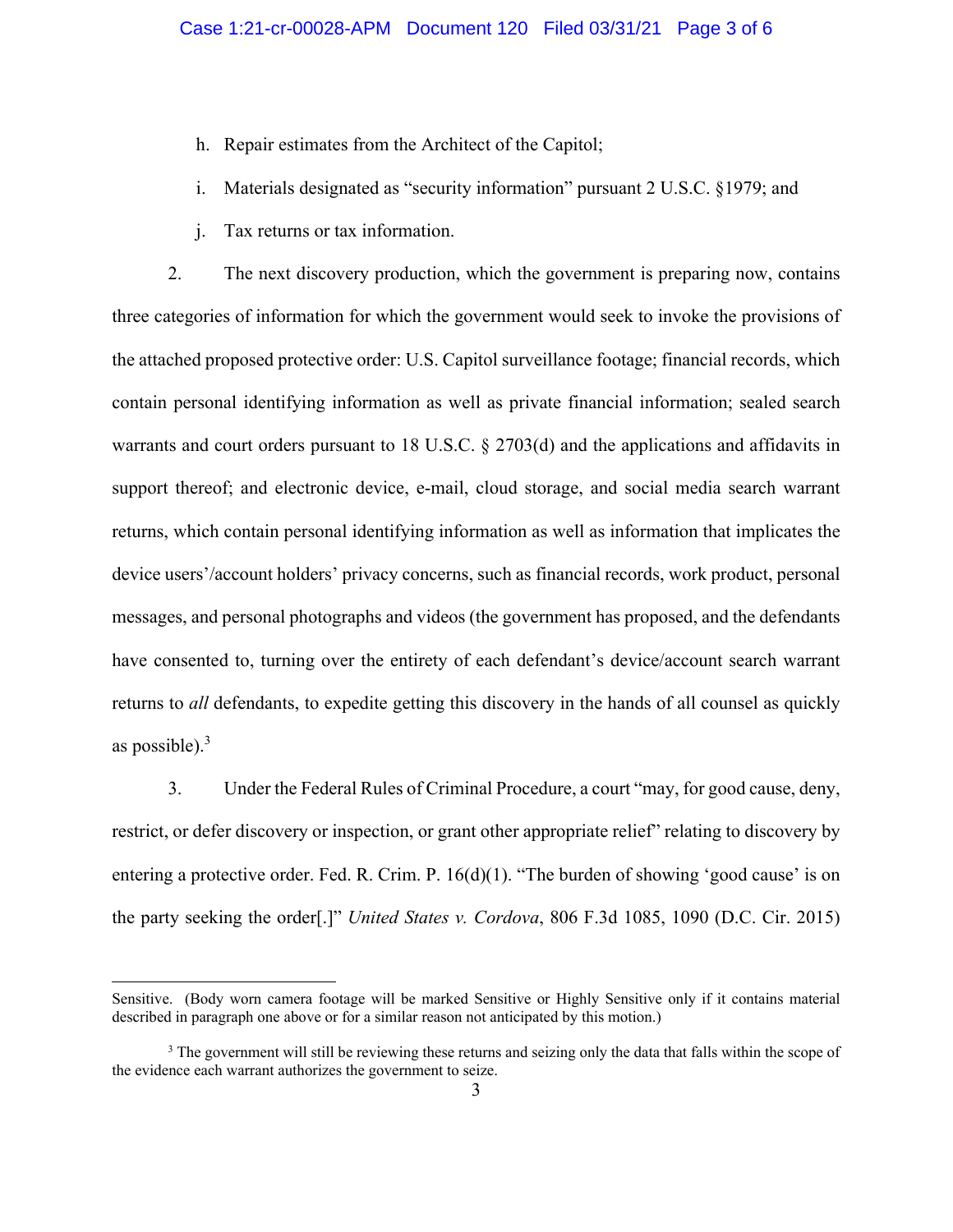h. Repair estimates from the Architect of the Capitol;

i. Materials designated as "security information" pursuant 2 U.S.C. §1979; and

j. Tax returns or tax information.

2. The next discovery production, which the government is preparing now, contains three categories of information for which the government would seek to invoke the provisions of the attached proposed protective order: U.S. Capitol surveillance footage; financial records, which contain personal identifying information as well as private financial information; sealed search warrants and court orders pursuant to 18 U.S.C. § 2703(d) and the applications and affidavits in support thereof; and electronic device, e-mail, cloud storage, and social media search warrant returns, which contain personal identifying information as well as information that implicates the device users'/account holders' privacy concerns, such as financial records, work product, personal messages, and personal photographs and videos (the government has proposed, and the defendants have consented to, turning over the entirety of each defendant's device/account search warrant returns to *all* defendants, to expedite getting this discovery in the hands of all counsel as quickly as possible).[3]

3. Under the Federal Rules of Criminal Procedure, a court "may, for good cause, deny, restrict, or defer discovery or inspection, or grant other appropriate relief" relating to discovery by entering a protective order. Fed. R. Crim. P. 16(d)(1). "The burden of showing 'good cause' is on the party seeking the order[.]" *United States v. Cordova*, 806 F.3d 1085, 1090 (D.C. Cir. 2015)

---

Sensitive. (Body worn camera footage will be marked Sensitive or Highly Sensitive only if it contains material described in paragraph one above or for a similar reason not anticipated by this motion.)

[3] The government will still be reviewing these returns and seizing only the data that falls within the scope of the evidence each warrant authorizes the government to seize.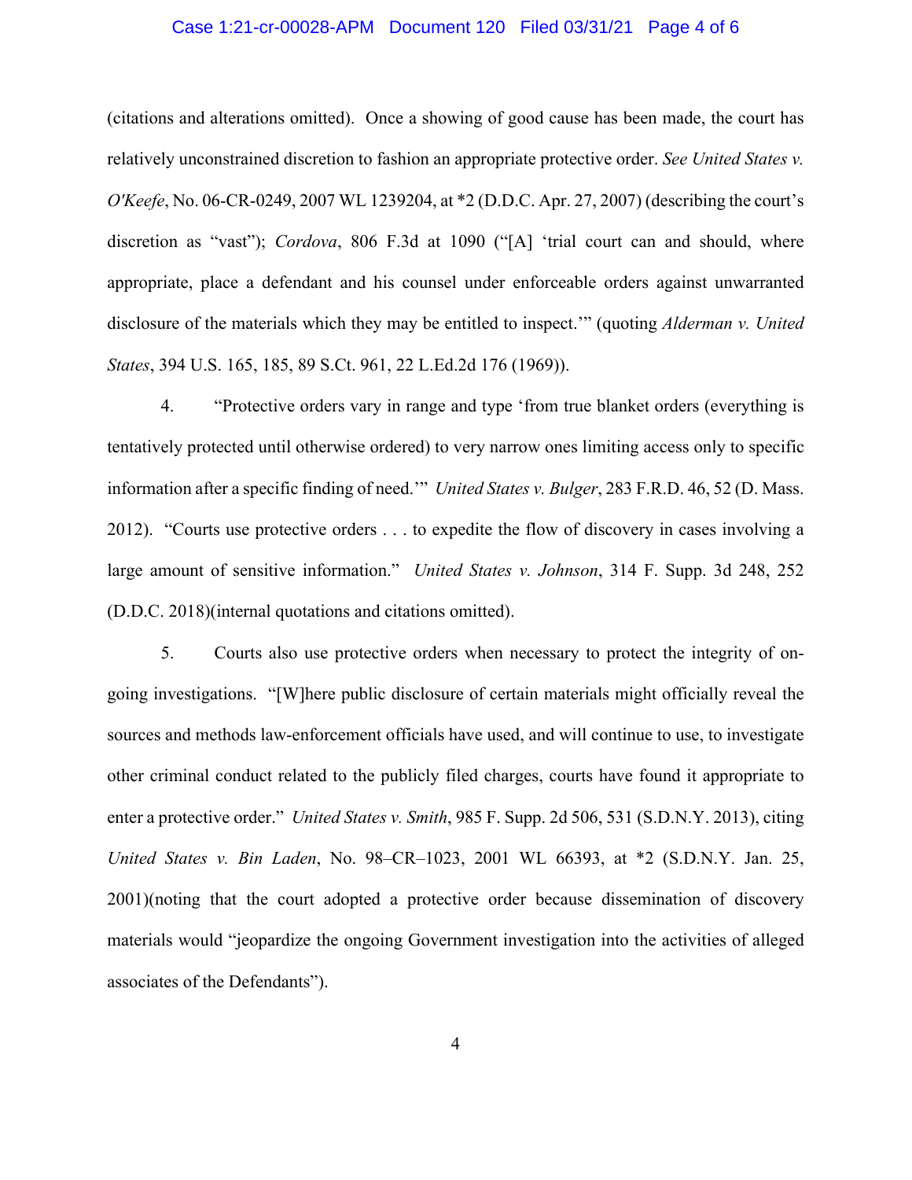(citations and alterations omitted). Once a showing of good cause has been made, the court has relatively unconstrained discretion to fashion an appropriate protective order. *See United States v. O'Keefe*, No. 06-CR-0249, 2007 WL 1239204, at *2 (D.D.C. Apr. 27, 2007) (describing the court's discretion as "vast"); *Cordova*, 806 F.3d at 1090 ("[A] 'trial court can and should, where appropriate, place a defendant and his counsel under enforceable orders against unwarranted disclosure of the materials which they may be entitled to inspect.'" (quoting *Alderman v. United States*, 394 U.S. 165, 185, 89 S.Ct. 961, 22 L.Ed.2d 176 (1969)).

4. "Protective orders vary in range and type 'from true blanket orders (everything is tentatively protected until otherwise ordered) to very narrow ones limiting access only to specific information after a specific finding of need.'" *United States v. Bulger*, 283 F.R.D. 46, 52 (D. Mass. 2012). "Courts use protective orders . . . to expedite the flow of discovery in cases involving a large amount of sensitive information." *United States v. Johnson*, 314 F. Supp. 3d 248, 252 (D.D.C. 2018)(internal quotations and citations omitted).

5. Courts also use protective orders when necessary to protect the integrity of on-going investigations. "[W]here public disclosure of certain materials might officially reveal the sources and methods law-enforcement officials have used, and will continue to use, to investigate other criminal conduct related to the publicly filed charges, courts have found it appropriate to enter a protective order." *United States v. Smith*, 985 F. Supp. 2d 506, 531 (S.D.N.Y. 2013), citing *United States v. Bin Laden*, No. 98–CR–1023, 2001 WL 66393, at *2 (S.D.N.Y. Jan. 25, 2001)(noting that the court adopted a protective order because dissemination of discovery materials would "jeopardize the ongoing Government investigation into the activities of alleged associates of the Defendants").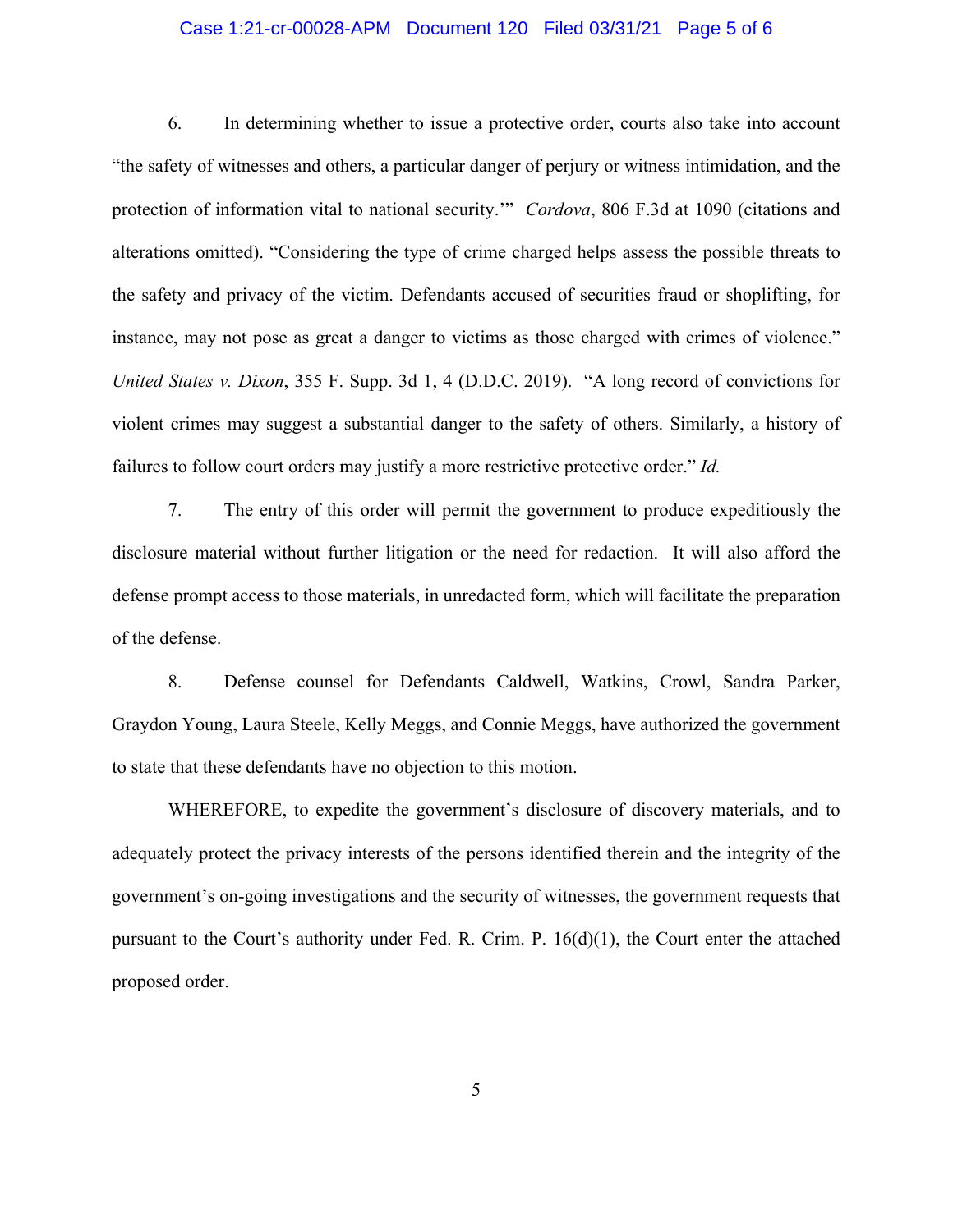6. In determining whether to issue a protective order, courts also take into account "the safety of witnesses and others, a particular danger of perjury or witness intimidation, and the protection of information vital to national security.'" *Cordova*, 806 F.3d at 1090 (citations and alterations omitted). "Considering the type of crime charged helps assess the possible threats to the safety and privacy of the victim. Defendants accused of securities fraud or shoplifting, for instance, may not pose as great a danger to victims as those charged with crimes of violence." *United States v. Dixon*, 355 F. Supp. 3d 1, 4 (D.D.C. 2019). "A long record of convictions for violent crimes may suggest a substantial danger to the safety of others. Similarly, a history of failures to follow court orders may justify a more restrictive protective order." *Id.*

7. The entry of this order will permit the government to produce expeditiously the disclosure material without further litigation or the need for redaction. It will also afford the defense prompt access to those materials, in unredacted form, which will facilitate the preparation of the defense.

8. Defense counsel for Defendants Caldwell, Watkins, Crowl, Sandra Parker, Graydon Young, Laura Steele, Kelly Meggs, and Connie Meggs, have authorized the government to state that these defendants have no objection to this motion.

WHEREFORE, to expedite the government's disclosure of discovery materials, and to adequately protect the privacy interests of the persons identified therein and the integrity of the government's on-going investigations and the security of witnesses, the government requests that pursuant to the Court's authority under Fed. R. Crim. P. 16(d)(1), the Court enter the attached proposed order.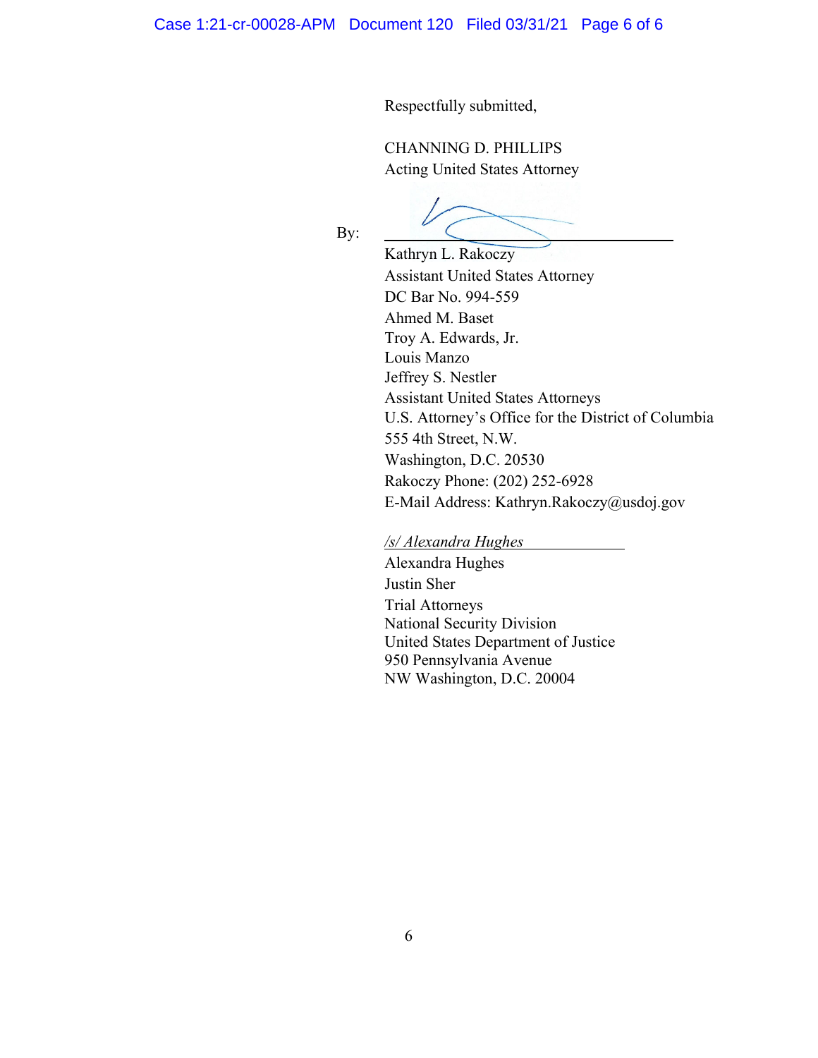Respectfully submitted,

CHANNING D. PHILLIPS
Acting United States Attorney

By: ______________________________
Kathryn L. Rakoczy
Assistant United States Attorney
DC Bar No. 994-559
Ahmed M. Baset
Troy A. Edwards, Jr.
Louis Manzo
Jeffrey S. Nestler
Assistant United States Attorneys
U.S. Attorney's Office for the District of Columbia
555 4th Street, N.W.
Washington, D.C. 20530
Rakoczy Phone: (202) 252-6928
E-Mail Address: Kathryn.Rakoczy@usdoj.gov

*/s/ Alexandra Hughes*
Alexandra Hughes
Justin Sher
Trial Attorneys
National Security Division
United States Department of Justice
950 Pennsylvania Avenue
NW Washington, D.C. 20004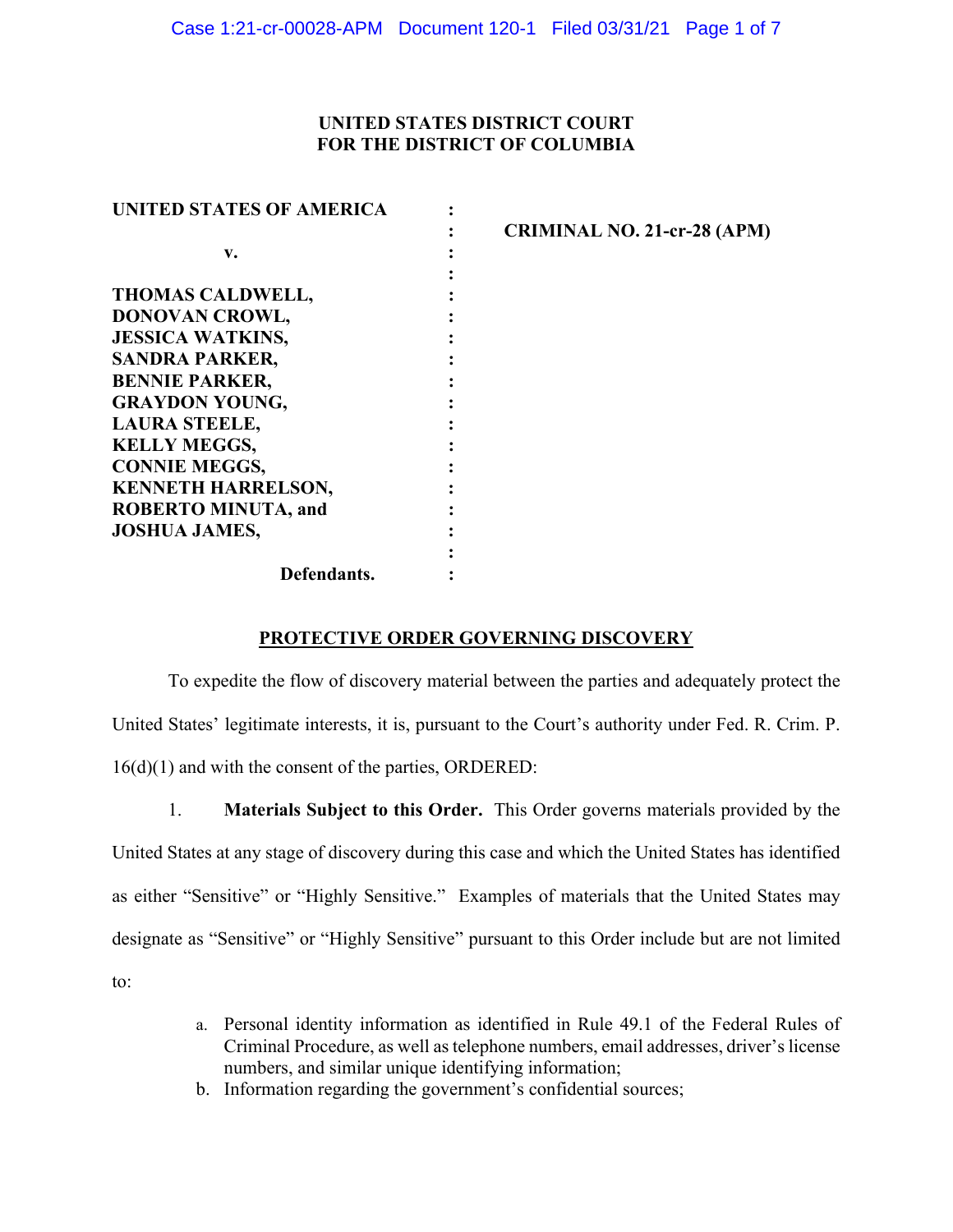**UNITED STATES DISTRICT COURT**
**FOR THE DISTRICT OF COLUMBIA**

| | | |
|---|---|---|
| **UNITED STATES OF AMERICA** | : | |
| | : | **CRIMINAL NO. 21-cr-28 (APM)** |
| **v.** | : | |
| | : | |
| **THOMAS CALDWELL,** | : | |
| **DONOVAN CROWL,** | : | |
| **JESSICA WATKINS,** | : | |
| **SANDRA PARKER,** | : | |
| **BENNIE PARKER,** | : | |
| **GRAYDON YOUNG,** | : | |
| **LAURA STEELE,** | : | |
| **KELLY MEGGS,** | : | |
| **CONNIE MEGGS,** | : | |
| **KENNETH HARRELSON,** | : | |
| **ROBERTO MINUTA, and** | : | |
| **JOSHUA JAMES,** | : | |
| | : | |
| **Defendants.** | : | |

## PROTECTIVE ORDER GOVERNING DISCOVERY

To expedite the flow of discovery material between the parties and adequately protect the United States' legitimate interests, it is, pursuant to the Court's authority under Fed. R. Crim. P. 16(d)(1) and with the consent of the parties, ORDERED:

1. **Materials Subject to this Order.** This Order governs materials provided by the United States at any stage of discovery during this case and which the United States has identified as either "Sensitive" or "Highly Sensitive." Examples of materials that the United States may designate as "Sensitive" or "Highly Sensitive" pursuant to this Order include but are not limited to:

   a. Personal identity information as identified in Rule 49.1 of the Federal Rules of Criminal Procedure, as well as telephone numbers, email addresses, driver's license numbers, and similar unique identifying information;
   b. Information regarding the government's confidential sources;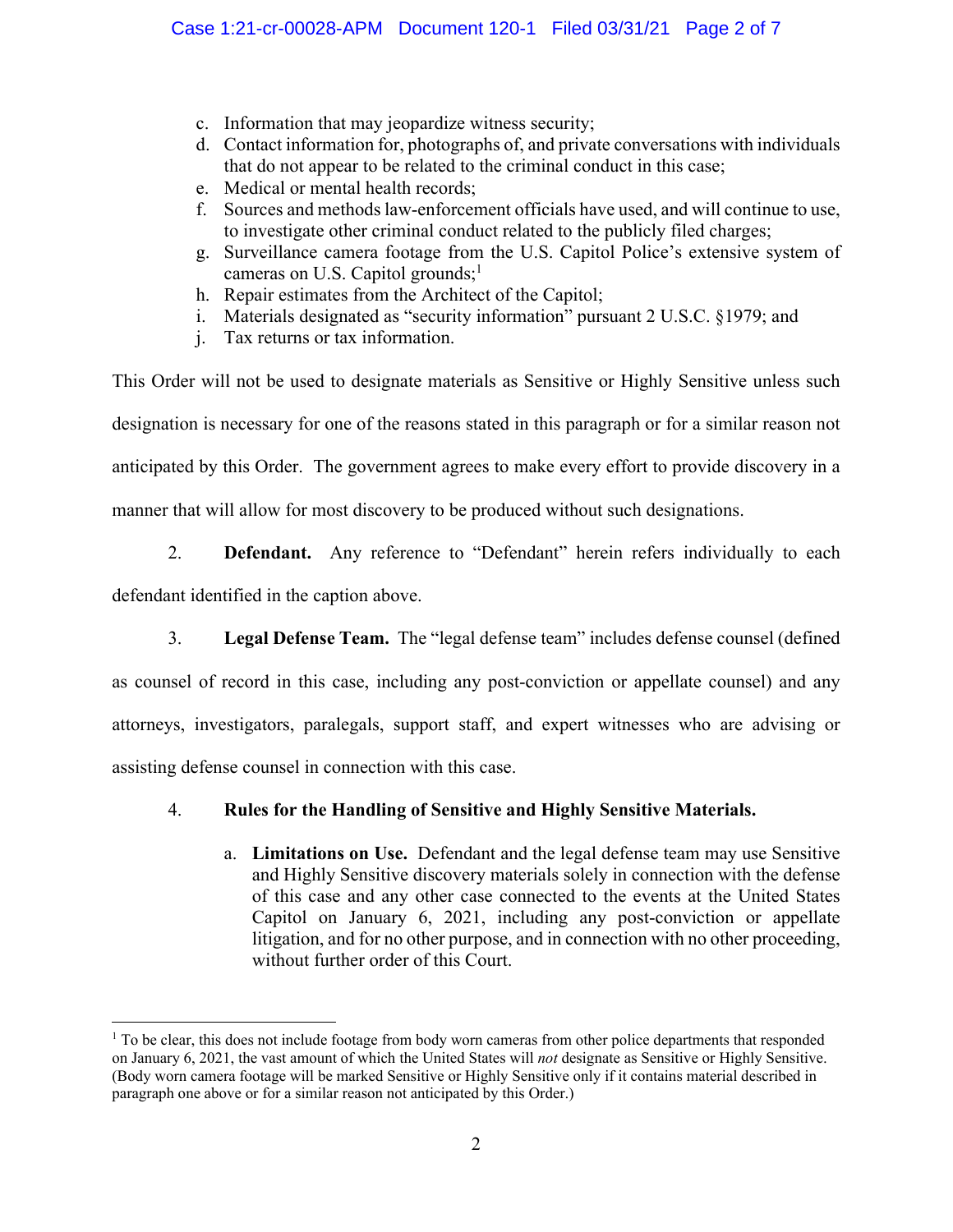c. Information that may jeopardize witness security;
d. Contact information for, photographs of, and private conversations with individuals that do not appear to be related to the criminal conduct in this case;
e. Medical or mental health records;
f. Sources and methods law-enforcement officials have used, and will continue to use, to investigate other criminal conduct related to the publicly filed charges;
g. Surveillance camera footage from the U.S. Capitol Police's extensive system of cameras on U.S. Capitol grounds;[1]
h. Repair estimates from the Architect of the Capitol;
i. Materials designated as "security information" pursuant 2 U.S.C. §1979; and
j. Tax returns or tax information.

This Order will not be used to designate materials as Sensitive or Highly Sensitive unless such designation is necessary for one of the reasons stated in this paragraph or for a similar reason not anticipated by this Order. The government agrees to make every effort to provide discovery in a manner that will allow for most discovery to be produced without such designations.

2. **Defendant.** Any reference to "Defendant" herein refers individually to each defendant identified in the caption above.

3. **Legal Defense Team.** The "legal defense team" includes defense counsel (defined as counsel of record in this case, including any post-conviction or appellate counsel) and any attorneys, investigators, paralegals, support staff, and expert witnesses who are advising or assisting defense counsel in connection with this case.

4. **Rules for the Handling of Sensitive and Highly Sensitive Materials.**

a. **Limitations on Use.** Defendant and the legal defense team may use Sensitive and Highly Sensitive discovery materials solely in connection with the defense of this case and any other case connected to the events at the United States Capitol on January 6, 2021, including any post-conviction or appellate litigation, and for no other purpose, and in connection with no other proceeding, without further order of this Court.

---

[1] To be clear, this does not include footage from body worn cameras from other police departments that responded on January 6, 2021, the vast amount of which the United States will *not* designate as Sensitive or Highly Sensitive. (Body worn camera footage will be marked Sensitive or Highly Sensitive only if it contains material described in paragraph one above or for a similar reason not anticipated by this Order.)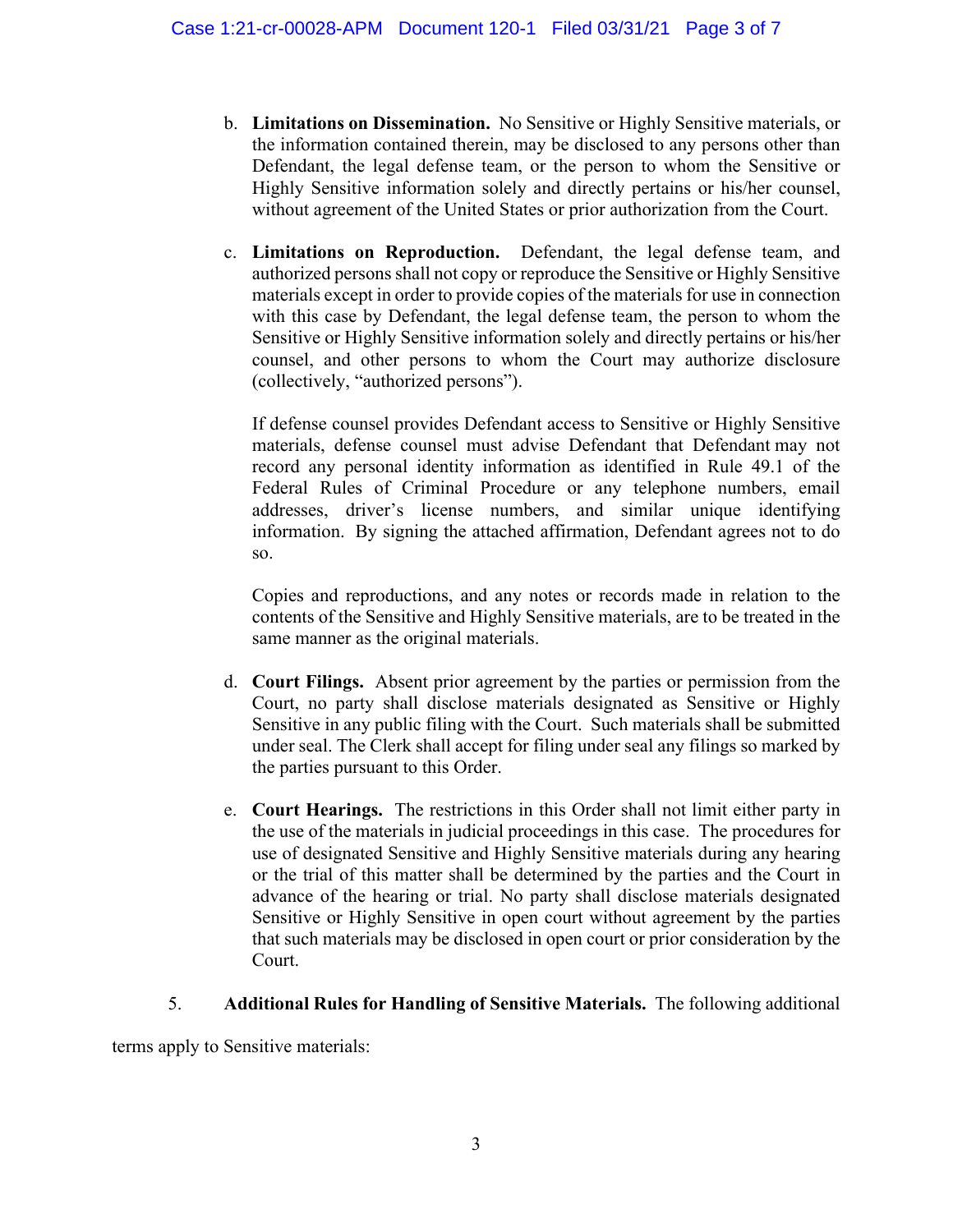b. **Limitations on Dissemination.** No Sensitive or Highly Sensitive materials, or the information contained therein, may be disclosed to any persons other than Defendant, the legal defense team, or the person to whom the Sensitive or Highly Sensitive information solely and directly pertains or his/her counsel, without agreement of the United States or prior authorization from the Court.

c. **Limitations on Reproduction.** Defendant, the legal defense team, and authorized persons shall not copy or reproduce the Sensitive or Highly Sensitive materials except in order to provide copies of the materials for use in connection with this case by Defendant, the legal defense team, the person to whom the Sensitive or Highly Sensitive information solely and directly pertains or his/her counsel, and other persons to whom the Court may authorize disclosure (collectively, "authorized persons").

   If defense counsel provides Defendant access to Sensitive or Highly Sensitive materials, defense counsel must advise Defendant that Defendant may not record any personal identity information as identified in Rule 49.1 of the Federal Rules of Criminal Procedure or any telephone numbers, email addresses, driver's license numbers, and similar unique identifying information. By signing the attached affirmation, Defendant agrees not to do so.

   Copies and reproductions, and any notes or records made in relation to the contents of the Sensitive and Highly Sensitive materials, are to be treated in the same manner as the original materials.

d. **Court Filings.** Absent prior agreement by the parties or permission from the Court, no party shall disclose materials designated as Sensitive or Highly Sensitive in any public filing with the Court. Such materials shall be submitted under seal. The Clerk shall accept for filing under seal any filings so marked by the parties pursuant to this Order.

e. **Court Hearings.** The restrictions in this Order shall not limit either party in the use of the materials in judicial proceedings in this case. The procedures for use of designated Sensitive and Highly Sensitive materials during any hearing or the trial of this matter shall be determined by the parties and the Court in advance of the hearing or trial. No party shall disclose materials designated Sensitive or Highly Sensitive in open court without agreement by the parties that such materials may be disclosed in open court or prior consideration by the Court.

5. **Additional Rules for Handling of Sensitive Materials.** The following additional terms apply to Sensitive materials: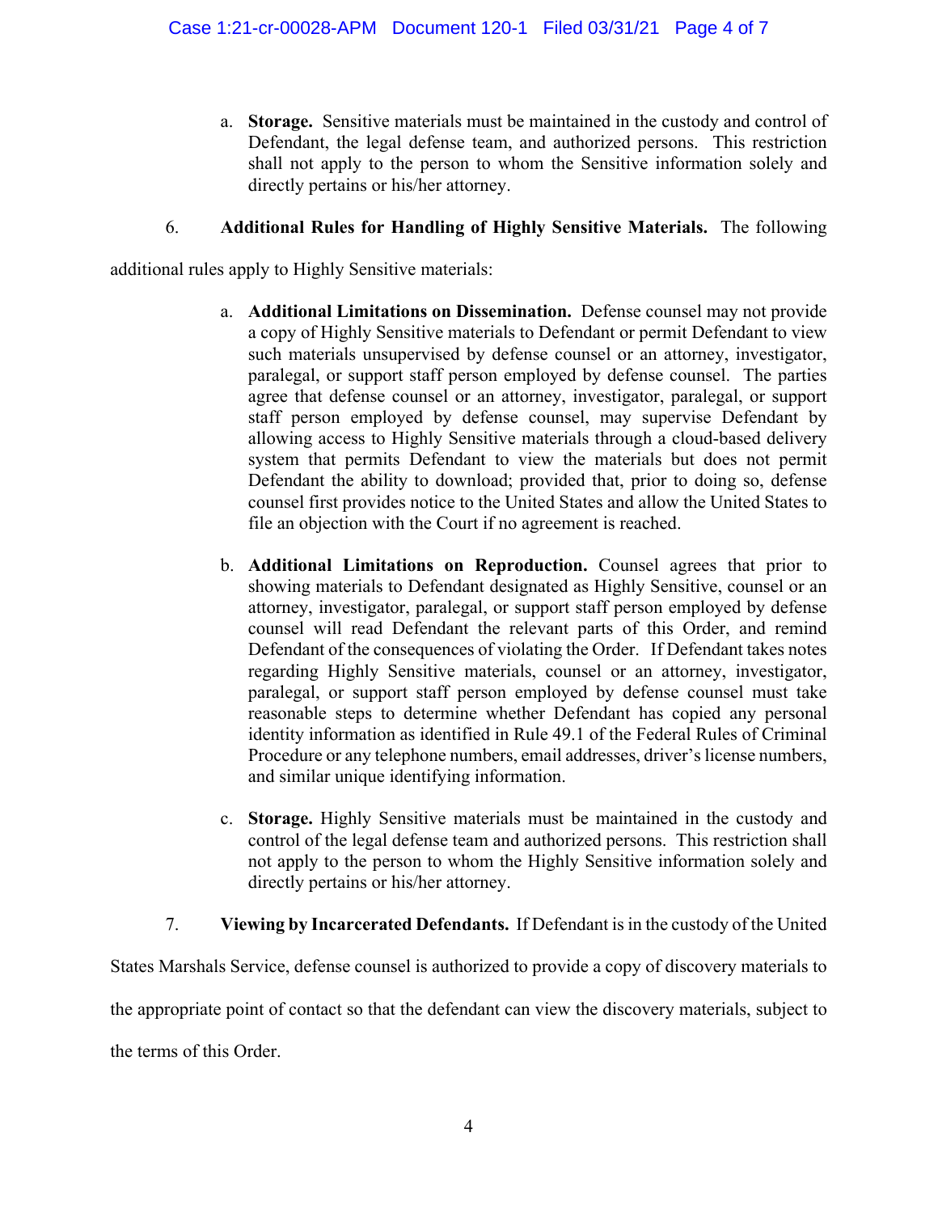a. **Storage.** Sensitive materials must be maintained in the custody and control of Defendant, the legal defense team, and authorized persons. This restriction shall not apply to the person to whom the Sensitive information solely and directly pertains or his/her attorney.

6. **Additional Rules for Handling of Highly Sensitive Materials.** The following additional rules apply to Highly Sensitive materials:

   a. **Additional Limitations on Dissemination.** Defense counsel may not provide a copy of Highly Sensitive materials to Defendant or permit Defendant to view such materials unsupervised by defense counsel or an attorney, investigator, paralegal, or support staff person employed by defense counsel. The parties agree that defense counsel or an attorney, investigator, paralegal, or support staff person employed by defense counsel, may supervise Defendant by allowing access to Highly Sensitive materials through a cloud-based delivery system that permits Defendant to view the materials but does not permit Defendant the ability to download; provided that, prior to doing so, defense counsel first provides notice to the United States and allow the United States to file an objection with the Court if no agreement is reached.

   b. **Additional Limitations on Reproduction.** Counsel agrees that prior to showing materials to Defendant designated as Highly Sensitive, counsel or an attorney, investigator, paralegal, or support staff person employed by defense counsel will read Defendant the relevant parts of this Order, and remind Defendant of the consequences of violating the Order. If Defendant takes notes regarding Highly Sensitive materials, counsel or an attorney, investigator, paralegal, or support staff person employed by defense counsel must take reasonable steps to determine whether Defendant has copied any personal identity information as identified in Rule 49.1 of the Federal Rules of Criminal Procedure or any telephone numbers, email addresses, driver's license numbers, and similar unique identifying information.

   c. **Storage.** Highly Sensitive materials must be maintained in the custody and control of the legal defense team and authorized persons. This restriction shall not apply to the person to whom the Highly Sensitive information solely and directly pertains or his/her attorney.

7. **Viewing by Incarcerated Defendants.** If Defendant is in the custody of the United States Marshals Service, defense counsel is authorized to provide a copy of discovery materials to the appropriate point of contact so that the defendant can view the discovery materials, subject to the terms of this Order.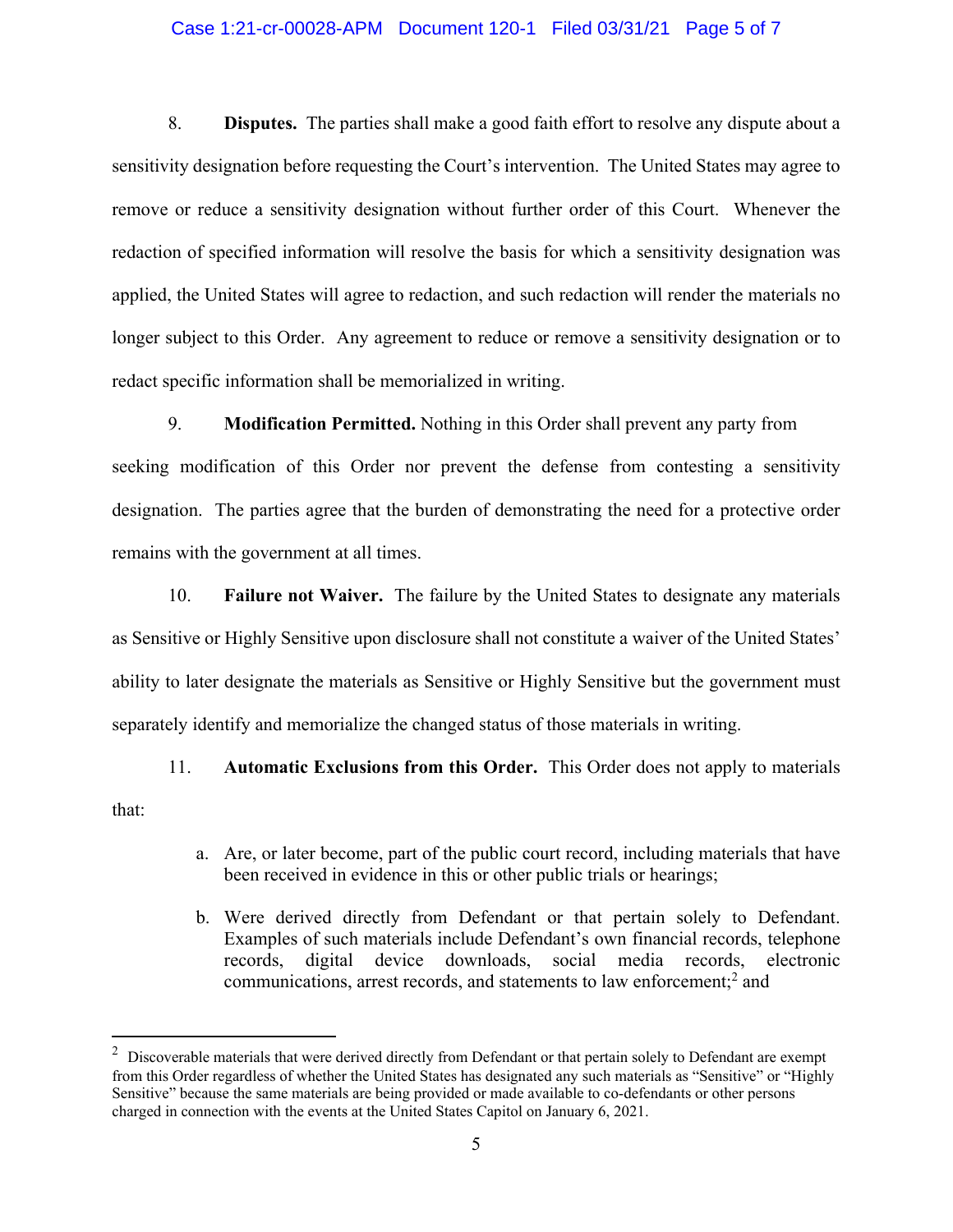8. **Disputes.** The parties shall make a good faith effort to resolve any dispute about a sensitivity designation before requesting the Court's intervention. The United States may agree to remove or reduce a sensitivity designation without further order of this Court. Whenever the redaction of specified information will resolve the basis for which a sensitivity designation was applied, the United States will agree to redaction, and such redaction will render the materials no longer subject to this Order. Any agreement to reduce or remove a sensitivity designation or to redact specific information shall be memorialized in writing.

9. **Modification Permitted.** Nothing in this Order shall prevent any party from seeking modification of this Order nor prevent the defense from contesting a sensitivity designation. The parties agree that the burden of demonstrating the need for a protective order remains with the government at all times.

10. **Failure not Waiver.** The failure by the United States to designate any materials as Sensitive or Highly Sensitive upon disclosure shall not constitute a waiver of the United States' ability to later designate the materials as Sensitive or Highly Sensitive but the government must separately identify and memorialize the changed status of those materials in writing.

11. **Automatic Exclusions from this Order.** This Order does not apply to materials that:

   a. Are, or later become, part of the public court record, including materials that have been received in evidence in this or other public trials or hearings;

   b. Were derived directly from Defendant or that pertain solely to Defendant. Examples of such materials include Defendant's own financial records, telephone records, digital device downloads, social media records, electronic communications, arrest records, and statements to law enforcement;[2] and

---

[2] Discoverable materials that were derived directly from Defendant or that pertain solely to Defendant are exempt from this Order regardless of whether the United States has designated any such materials as "Sensitive" or "Highly Sensitive" because the same materials are being provided or made available to co-defendants or other persons charged in connection with the events at the United States Capitol on January 6, 2021.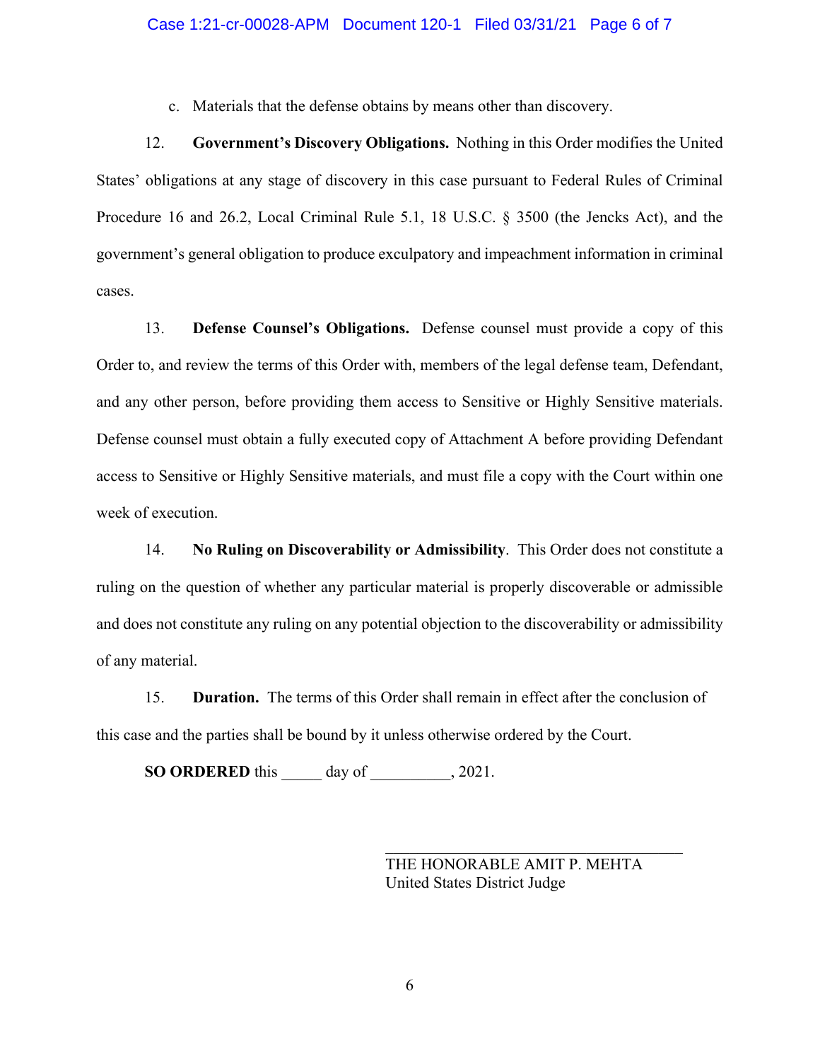c. Materials that the defense obtains by means other than discovery.

12. **Government's Discovery Obligations.** Nothing in this Order modifies the United States' obligations at any stage of discovery in this case pursuant to Federal Rules of Criminal Procedure 16 and 26.2, Local Criminal Rule 5.1, 18 U.S.C. § 3500 (the Jencks Act), and the government's general obligation to produce exculpatory and impeachment information in criminal cases.

13. **Defense Counsel's Obligations.** Defense counsel must provide a copy of this Order to, and review the terms of this Order with, members of the legal defense team, Defendant, and any other person, before providing them access to Sensitive or Highly Sensitive materials. Defense counsel must obtain a fully executed copy of Attachment A before providing Defendant access to Sensitive or Highly Sensitive materials, and must file a copy with the Court within one week of execution.

14. **No Ruling on Discoverability or Admissibility**. This Order does not constitute a ruling on the question of whether any particular material is properly discoverable or admissible and does not constitute any ruling on any potential objection to the discoverability or admissibility of any material.

15. **Duration.** The terms of this Order shall remain in effect after the conclusion of this case and the parties shall be bound by it unless otherwise ordered by the Court.

**SO ORDERED** this _____ day of __________, 2021.

___________________________________
THE HONORABLE AMIT P. MEHTA
United States District Judge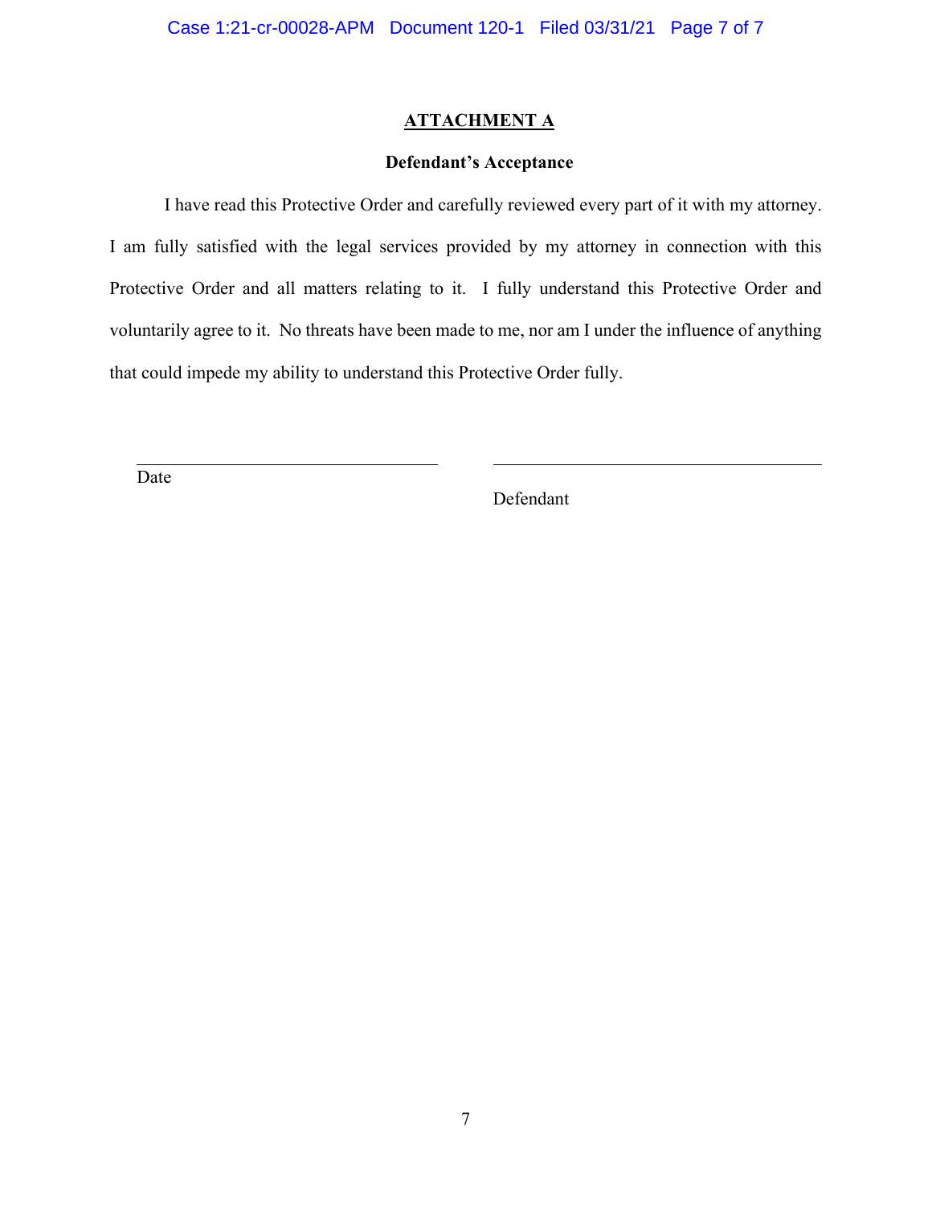## ATTACHMENT A

### Defendant's Acceptance

I have read this Protective Order and carefully reviewed every part of it with my attorney. I am fully satisfied with the legal services provided by my attorney in connection with this Protective Order and all matters relating to it. I fully understand this Protective Order and voluntarily agree to it. No threats have been made to me, nor am I under the influence of anything that could impede my ability to understand this Protective Order fully.

______________________________
Date

______________________________
Defendant